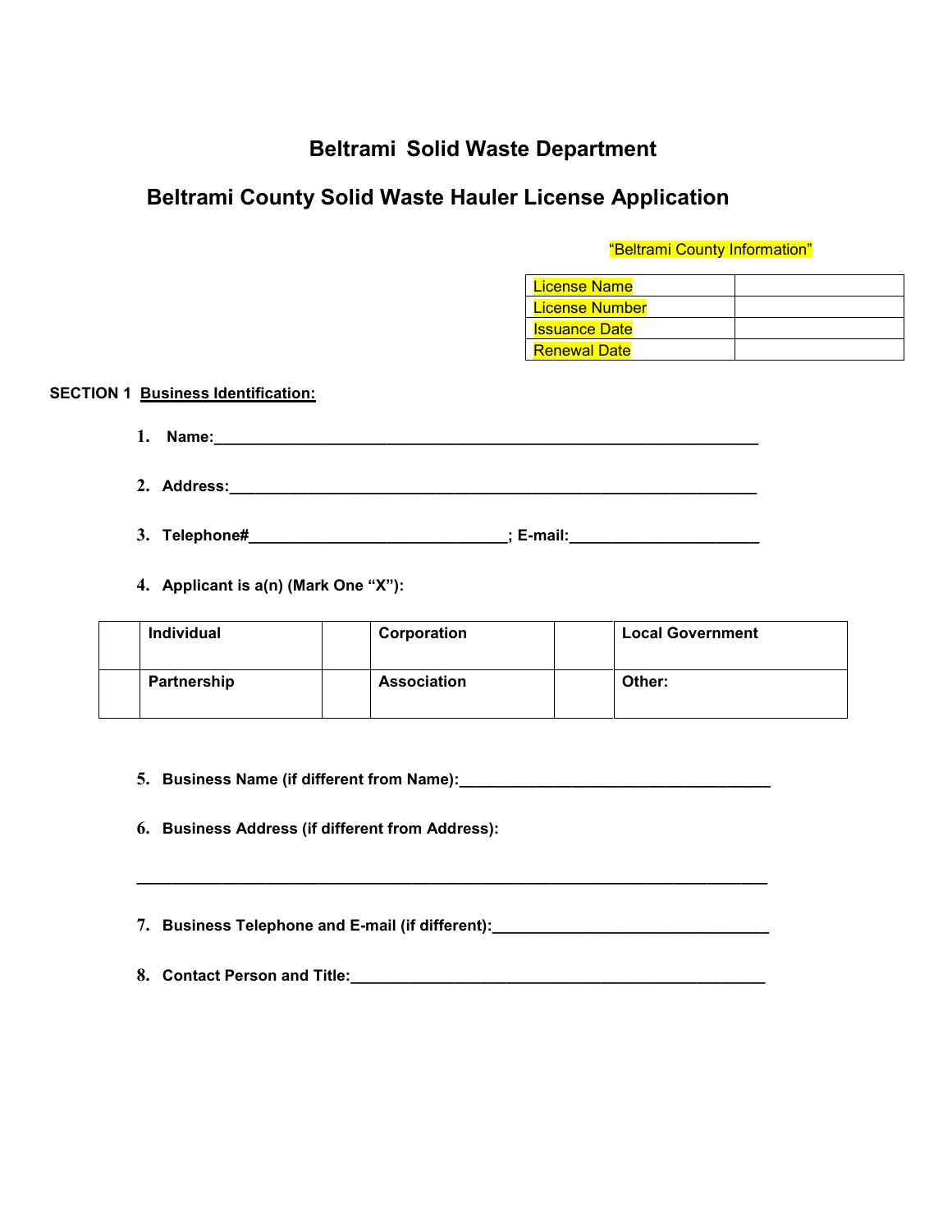# Beltrami Solid Waste Department

## Beltrami County Solid Waste Hauler License Application

"Beltrami County Information"

| License Name | |
|---|---|
| License Number | |
| Issuance Date | |
| Renewal Date | |

**SECTION 1 Business Identification:**

1. **Name:**_______________________________________________________________

2. **Address:**_____________________________________________________________

3. **Telephone#**______________________________; **E-mail:**______________________

4. **Applicant is a(n) (Mark One "X"):**

| | Individual | | Corporation | | Local Government |
|---|---|---|---|---|---|
| | Partnership | | Association | | Other: |

5. **Business Name (if different from Name):**____________________________________

6. **Business Address (if different from Address):**

_________________________________________________________________________

7. **Business Telephone and E-mail (if different):**_______________________________

8. **Contact Person and Title:**_________________________________________________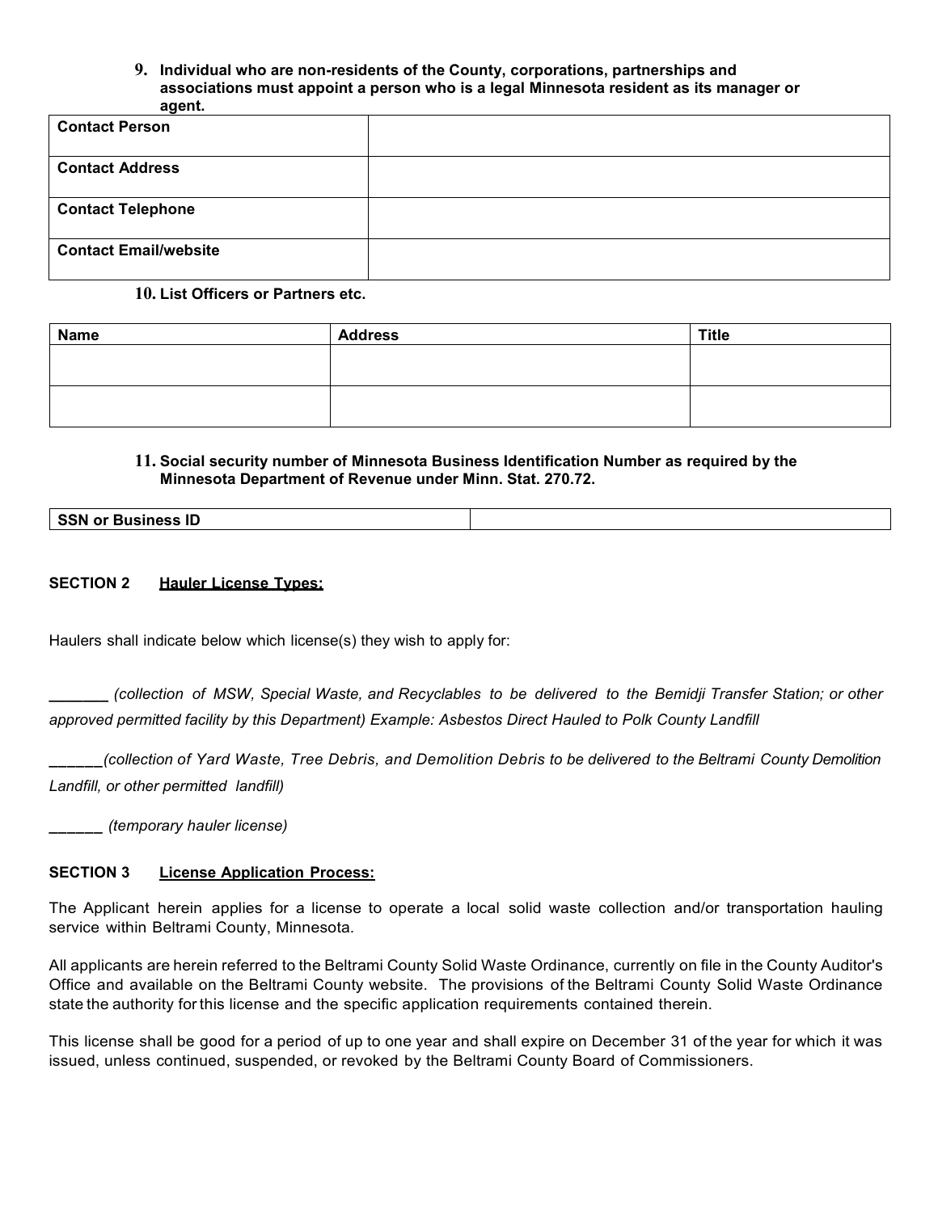**9. Individual who are non-residents of the County, corporations, partnerships and associations must appoint a person who is a legal Minnesota resident as its manager or agent.**

| **Contact Person** | |
|---|---|
| **Contact Address** | |
| **Contact Telephone** | |
| **Contact Email/website** | |

**10. List Officers or Partners etc.**

| **Name** | **Address** | **Title** |
|---|---|---|
| | | |
| | | |

**11. Social security number of Minnesota Business Identification Number as required by the Minnesota Department of Revenue under Minn. Stat. 270.72.**

| **SSN or Business ID** | |
|---|---|

**SECTION 2** <u>**Hauler License Types:**</u>

Haulers shall indicate below which license(s) they wish to apply for:

_______ *(collection of MSW, Special Waste, and Recyclables to be delivered to the Bemidji Transfer Station; or other approved permitted facility by this Department) Example: Asbestos Direct Hauled to Polk County Landfill*

______*(collection of Yard Waste, Tree Debris, and Demolition Debris to be delivered to the Beltrami County Demolition Landfill, or other permitted landfill)*

______ *(temporary hauler license)*

**SECTION 3** <u>**License Application Process:**</u>

The Applicant herein applies for a license to operate a local solid waste collection and/or transportation hauling service within Beltrami County, Minnesota.

All applicants are herein referred to the Beltrami County Solid Waste Ordinance, currently on file in the County Auditor's Office and available on the Beltrami County website. The provisions of the Beltrami County Solid Waste Ordinance state the authority for this license and the specific application requirements contained therein.

This license shall be good for a period of up to one year and shall expire on December 31 of the year for which it was issued, unless continued, suspended, or revoked by the Beltrami County Board of Commissioners.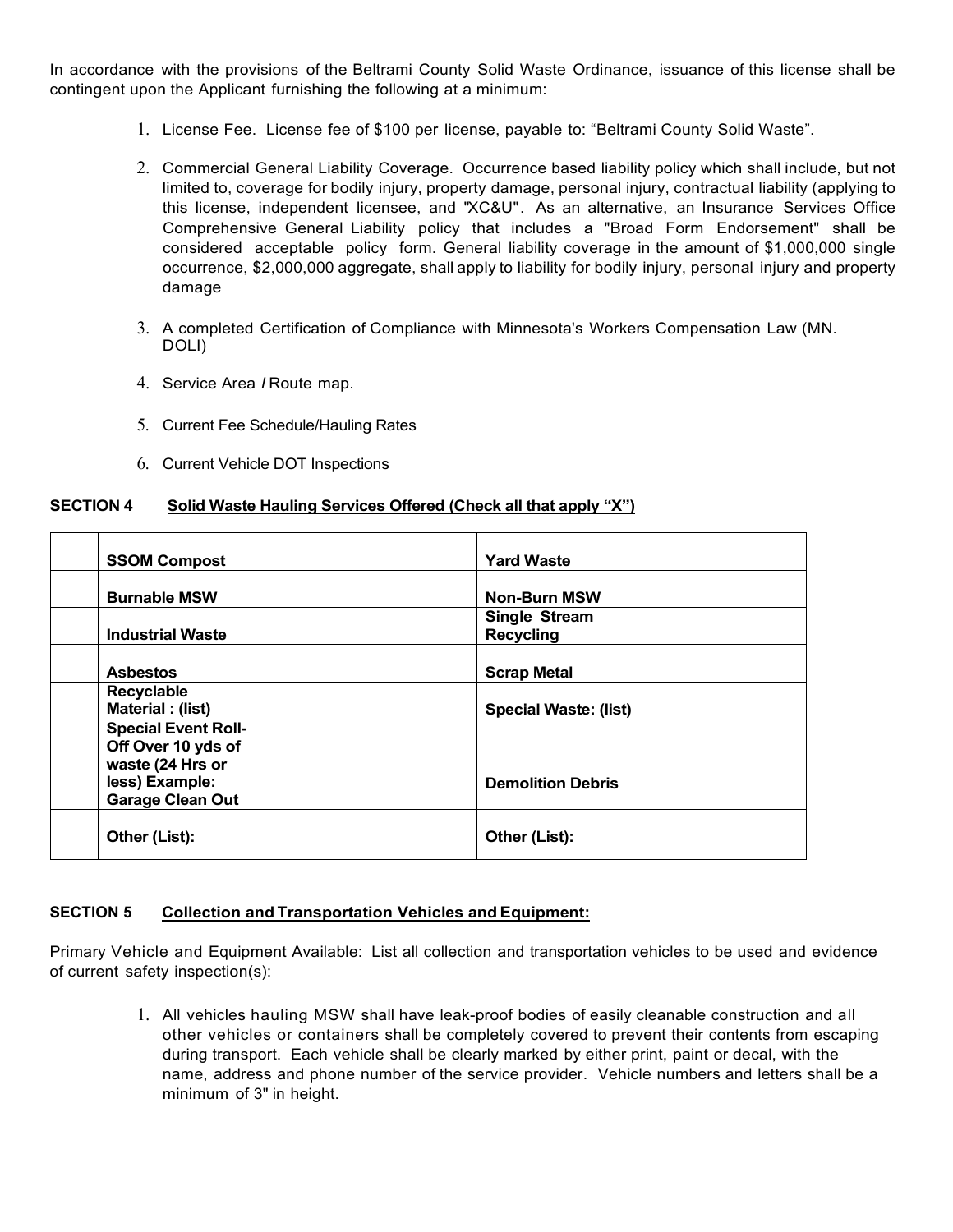In accordance with the provisions of the Beltrami County Solid Waste Ordinance, issuance of this license shall be contingent upon the Applicant furnishing the following at a minimum:

1. License Fee. License fee of $100 per license, payable to: "Beltrami County Solid Waste".

2. Commercial General Liability Coverage. Occurrence based liability policy which shall include, but not limited to, coverage for bodily injury, property damage, personal injury, contractual liability (applying to this license, independent licensee, and "XC&U". As an alternative, an Insurance Services Office Comprehensive General Liability policy that includes a "Broad Form Endorsement" shall be considered acceptable policy form. General liability coverage in the amount of $1,000,000 single occurrence, $2,000,000 aggregate, shall apply to liability for bodily injury, personal injury and property damage

3. A completed Certification of Compliance with Minnesota's Workers Compensation Law (MN. DOLI)

4. Service Area / Route map.

5. Current Fee Schedule/Hauling Rates

6. Current Vehicle DOT Inspections

**SECTION 4 Solid Waste Hauling Services Offered (Check all that apply "X")**

| | | | |
|---|---|---|---|
| | **SSOM Compost** | | **Yard Waste** |
| | **Burnable MSW** | | **Non-Burn MSW** |
| | **Industrial Waste** | | **Single Stream Recycling** |
| | **Asbestos** | | **Scrap Metal** |
| | **Recyclable Material : (list)** | | **Special Waste: (list)** |
| | **Special Event Roll-Off Over 10 yds of waste (24 Hrs or less) Example: Garage Clean Out** | | **Demolition Debris** |
| | **Other (List):** | | **Other (List):** |

**SECTION 5 Collection and Transportation Vehicles and Equipment:**

Primary Vehicle and Equipment Available: List all collection and transportation vehicles to be used and evidence of current safety inspection(s):

1. All vehicles hauling MSW shall have leak-proof bodies of easily cleanable construction and all other vehicles or containers shall be completely covered to prevent their contents from escaping during transport. Each vehicle shall be clearly marked by either print, paint or decal, with the name, address and phone number of the service provider. Vehicle numbers and letters shall be a minimum of 3" in height.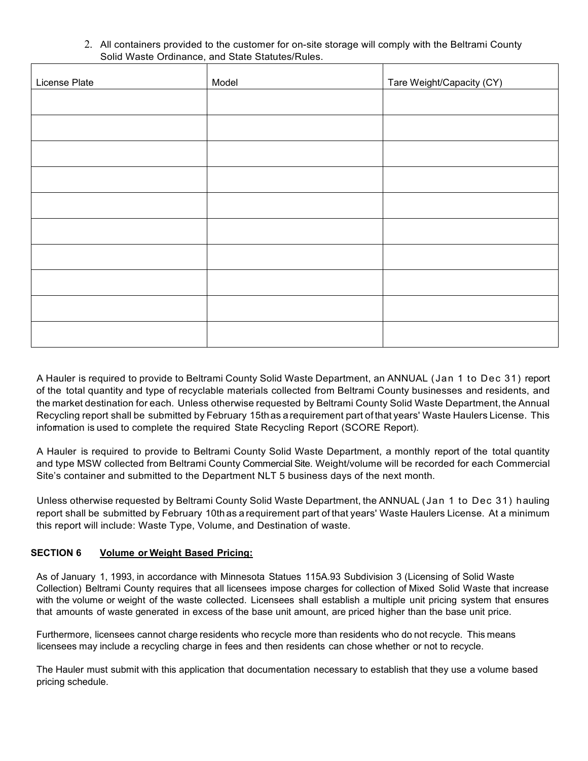2. All containers provided to the customer for on-site storage will comply with the Beltrami County Solid Waste Ordinance, and State Statutes/Rules.

| License Plate | Model | Tare Weight/Capacity (CY) |
|---|---|---|
| | | |
| | | |
| | | |
| | | |
| | | |
| | | |
| | | |
| | | |
| | | |
| | | |

A Hauler is required to provide to Beltrami County Solid Waste Department, an ANNUAL (Jan 1 to Dec 31) report of the total quantity and type of recyclable materials collected from Beltrami County businesses and residents, and the market destination for each. Unless otherwise requested by Beltrami County Solid Waste Department, the Annual Recycling report shall be submitted by February 15th as a requirement part of that years' Waste Haulers License. This information is used to complete the required State Recycling Report (SCORE Report).

A Hauler is required to provide to Beltrami County Solid Waste Department, a monthly report of the total quantity and type MSW collected from Beltrami County Commercial Site. Weight/volume will be recorded for each Commercial Site's container and submitted to the Department NLT 5 business days of the next month.

Unless otherwise requested by Beltrami County Solid Waste Department, the ANNUAL (Jan 1 to Dec 31) hauling report shall be submitted by February 10th as a requirement part of that years' Waste Haulers License. At a minimum this report will include: Waste Type, Volume, and Destination of waste.

**SECTION 6 Volume or Weight Based Pricing:**

As of January 1, 1993, in accordance with Minnesota Statues 115A.93 Subdivision 3 (Licensing of Solid Waste Collection) Beltrami County requires that all licensees impose charges for collection of Mixed Solid Waste that increase with the volume or weight of the waste collected. Licensees shall establish a multiple unit pricing system that ensures that amounts of waste generated in excess of the base unit amount, are priced higher than the base unit price.

Furthermore, licensees cannot charge residents who recycle more than residents who do not recycle. This means licensees may include a recycling charge in fees and then residents can chose whether or not to recycle.

The Hauler must submit with this application that documentation necessary to establish that they use a volume based pricing schedule.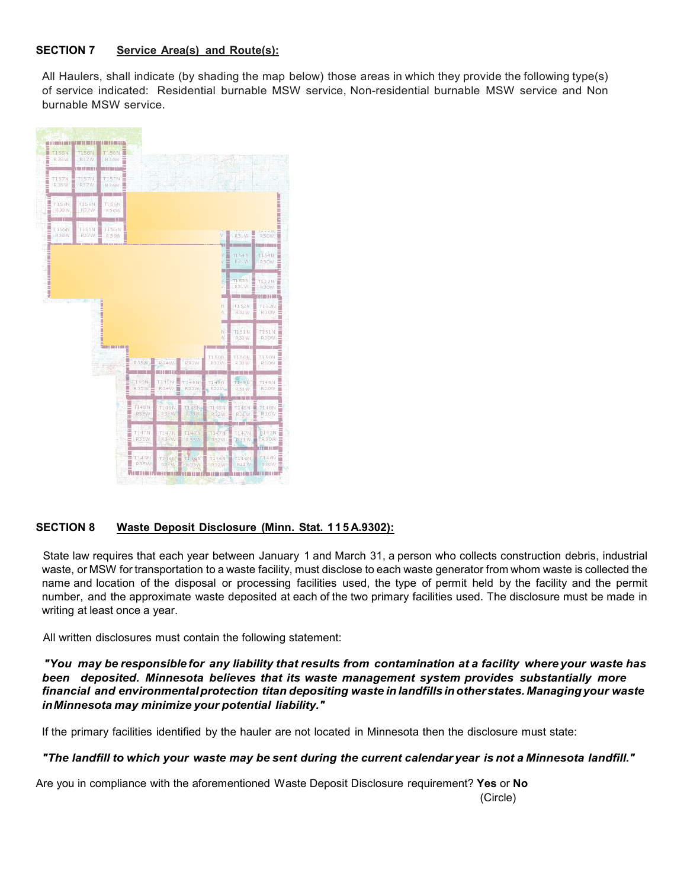**SECTION 7 Service Area(s) and Route(s):**

All Haulers, shall indicate (by shading the map below) those areas in which they provide the following type(s) of service indicated: Residential burnable MSW service, Non-residential burnable MSW service and Non burnable MSW service.

**SECTION 8 Waste Deposit Disclosure (Minn. Stat. 115A.9302):**

State law requires that each year between January 1 and March 31, a person who collects construction debris, industrial waste, or MSW for transportation to a waste facility, must disclose to each waste generator from whom waste is collected the name and location of the disposal or processing facilities used, the type of permit held by the facility and the permit number, and the approximate waste deposited at each of the two primary facilities used. The disclosure must be made in writing at least once a year.

All written disclosures must contain the following statement:

***"You may be responsible for any liability that results from contamination at a facility where your waste has been deposited. Minnesota believes that its waste management system provides substantially more financial and environmental protection titan depositing waste in landfills in other states. Managing your waste in Minnesota may minimize your potential liability."***

If the primary facilities identified by the hauler are not located in Minnesota then the disclosure must state:

***"The landfill to which your waste may be sent during the current calendar year is not a Minnesota landfill."***

Are you in compliance with the aforementioned Waste Deposit Disclosure requirement? **Yes** or **No**
(Circle)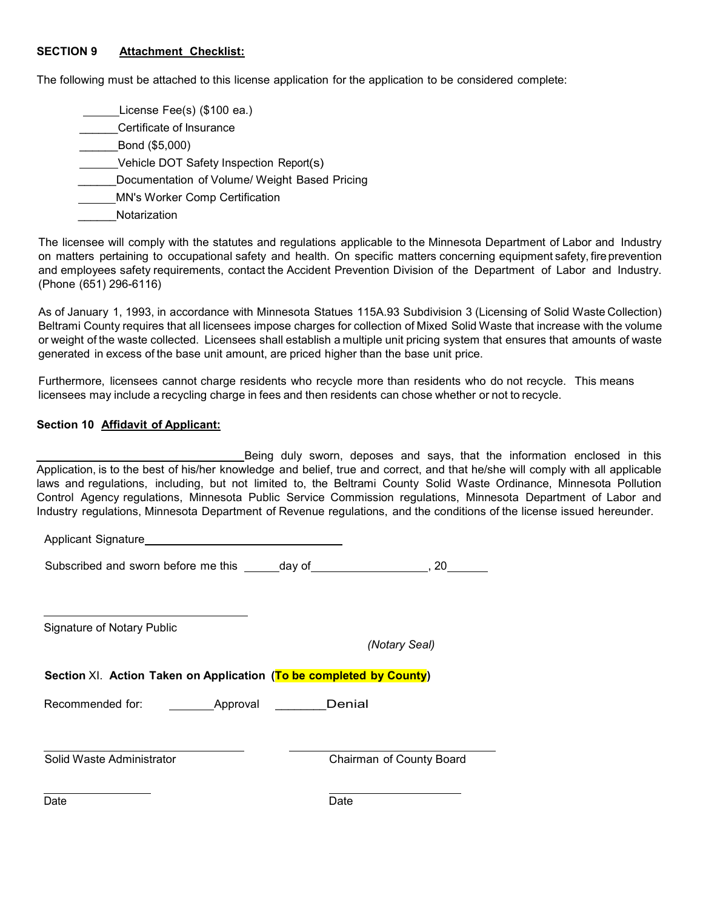**SECTION 9 Attachment Checklist:**

The following must be attached to this license application for the application to be considered complete:

- ______License Fee(s) ($100 ea.)
- ______Certificate of Insurance
- ______Bond ($5,000)
- ______Vehicle DOT Safety Inspection Report(s)
- ______Documentation of Volume/ Weight Based Pricing
- ______MN's Worker Comp Certification
- ______Notarization

The licensee will comply with the statutes and regulations applicable to the Minnesota Department of Labor and Industry on matters pertaining to occupational safety and health. On specific matters concerning equipment safety, fire prevention and employees safety requirements, contact the Accident Prevention Division of the Department of Labor and Industry. (Phone (651) 296-6116)

As of January 1, 1993, in accordance with Minnesota Statues 115A.93 Subdivision 3 (Licensing of Solid Waste Collection) Beltrami County requires that all licensees impose charges for collection of Mixed Solid Waste that increase with the volume or weight of the waste collected. Licensees shall establish a multiple unit pricing system that ensures that amounts of waste generated in excess of the base unit amount, are priced higher than the base unit price.

Furthermore, licensees cannot charge residents who recycle more than residents who do not recycle. This means licensees may include a recycling charge in fees and then residents can chose whether or not to recycle.

**Section 10 Affidavit of Applicant:**

________________________________Being duly sworn, deposes and says, that the information enclosed in this Application, is to the best of his/her knowledge and belief, true and correct, and that he/she will comply with all applicable laws and regulations, including, but not limited to, the Beltrami County Solid Waste Ordinance, Minnesota Pollution Control Agency regulations, Minnesota Public Service Commission regulations, Minnesota Department of Labor and Industry regulations, Minnesota Department of Revenue regulations, and the conditions of the license issued hereunder.

Applicant Signature________________________________

Subscribed and sworn before me this _____day of_________________, 20______

________________________________

Signature of Notary Public

*(Notary Seal)*

**Section XI. Action Taken on Application (To be completed by County)**

Recommended for: _______Approval _______Denial

________________________________ ________________________________

Solid Waste Administrator Chairman of County Board

________________ ________________

Date Date